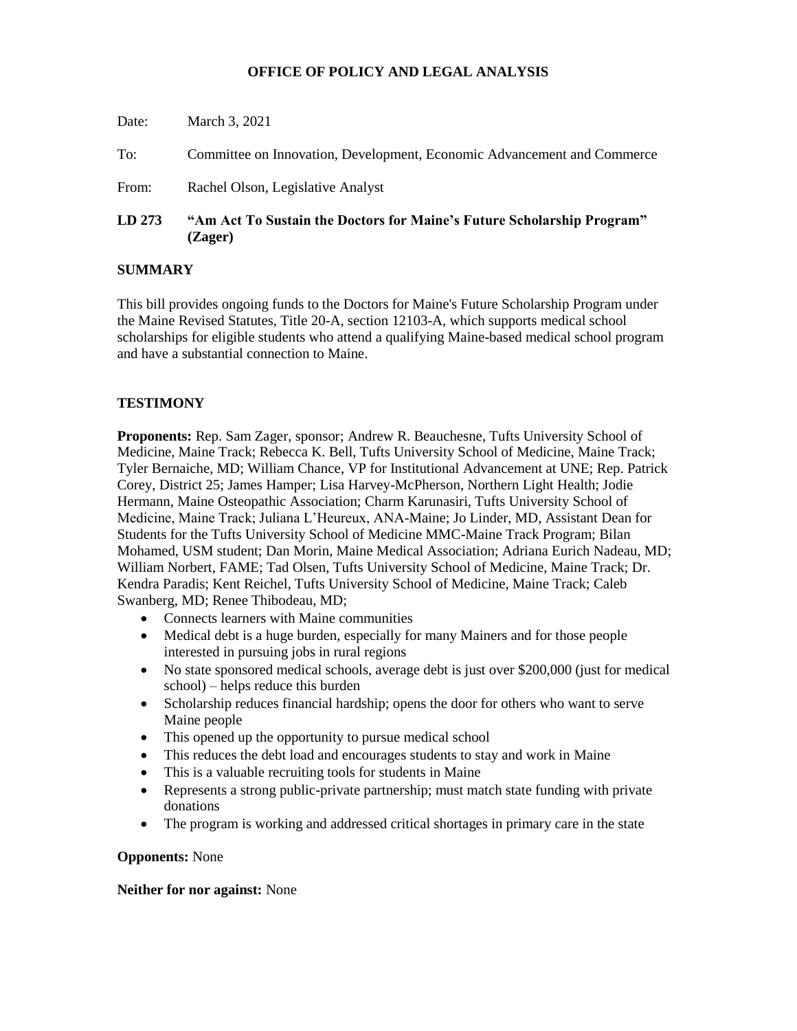# OFFICE OF POLICY AND LEGAL ANALYSIS

Date: March 3, 2021

To: Committee on Innovation, Development, Economic Advancement and Commerce

From: Rachel Olson, Legislative Analyst

**LD 273 "Am Act To Sustain the Doctors for Maine's Future Scholarship Program" (Zager)**

## SUMMARY

This bill provides ongoing funds to the Doctors for Maine's Future Scholarship Program under the Maine Revised Statutes, Title 20-A, section 12103-A, which supports medical school scholarships for eligible students who attend a qualifying Maine-based medical school program and have a substantial connection to Maine.

## TESTIMONY

**Proponents:** Rep. Sam Zager, sponsor; Andrew R. Beauchesne, Tufts University School of Medicine, Maine Track; Rebecca K. Bell, Tufts University School of Medicine, Maine Track; Tyler Bernaiche, MD; William Chance, VP for Institutional Advancement at UNE; Rep. Patrick Corey, District 25; James Hamper; Lisa Harvey-McPherson, Northern Light Health; Jodie Hermann, Maine Osteopathic Association; Charm Karunasiri, Tufts University School of Medicine, Maine Track; Juliana L'Heureux, ANA-Maine; Jo Linder, MD, Assistant Dean for Students for the Tufts University School of Medicine MMC-Maine Track Program; Bilan Mohamed, USM student; Dan Morin, Maine Medical Association; Adriana Eurich Nadeau, MD; William Norbert, FAME; Tad Olsen, Tufts University School of Medicine, Maine Track; Dr. Kendra Paradis; Kent Reichel, Tufts University School of Medicine, Maine Track; Caleb Swanberg, MD; Renee Thibodeau, MD;

- Connects learners with Maine communities
- Medical debt is a huge burden, especially for many Mainers and for those people interested in pursuing jobs in rural regions
- No state sponsored medical schools, average debt is just over $200,000 (just for medical school) – helps reduce this burden
- Scholarship reduces financial hardship; opens the door for others who want to serve Maine people
- This opened up the opportunity to pursue medical school
- This reduces the debt load and encourages students to stay and work in Maine
- This is a valuable recruiting tools for students in Maine
- Represents a strong public-private partnership; must match state funding with private donations
- The program is working and addressed critical shortages in primary care in the state

**Opponents:** None

**Neither for nor against:** None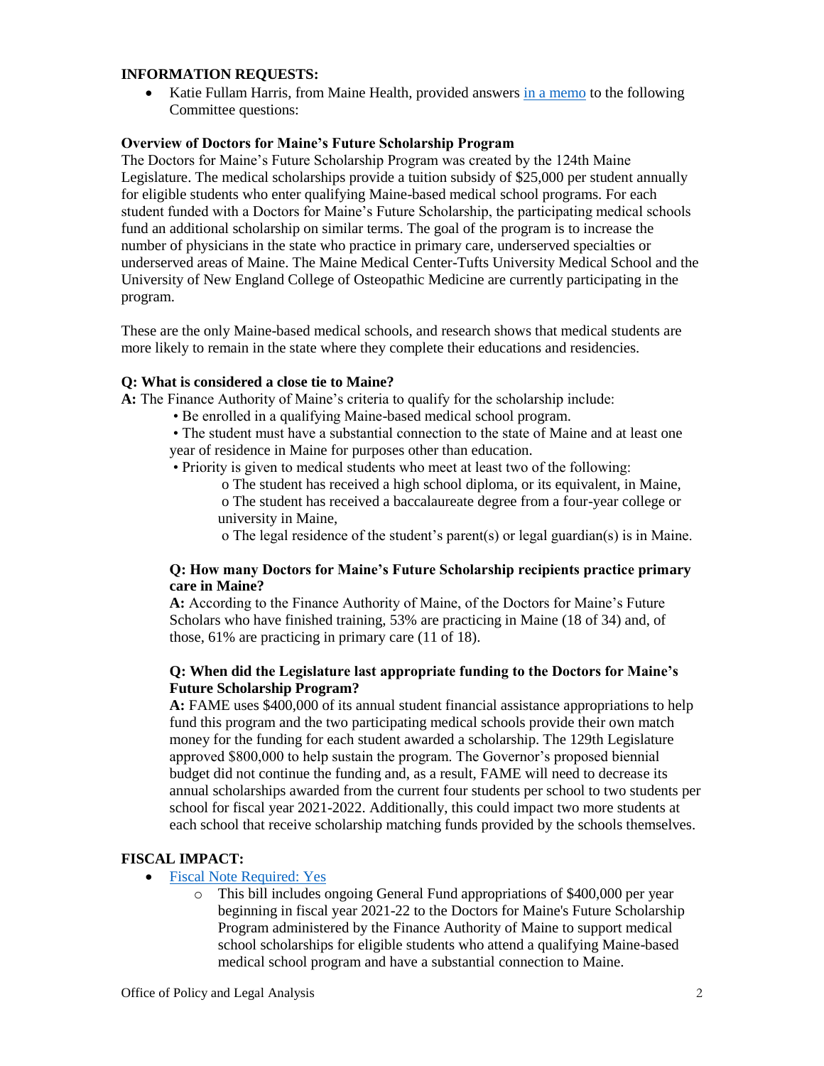## INFORMATION REQUESTS:

- Katie Fullam Harris, from Maine Health, provided answers [in a memo] to the following Committee questions:

### Overview of Doctors for Maine's Future Scholarship Program

The Doctors for Maine's Future Scholarship Program was created by the 124th Maine Legislature. The medical scholarships provide a tuition subsidy of $25,000 per student annually for eligible students who enter qualifying Maine-based medical school programs. For each student funded with a Doctors for Maine's Future Scholarship, the participating medical schools fund an additional scholarship on similar terms. The goal of the program is to increase the number of physicians in the state who practice in primary care, underserved specialties or underserved areas of Maine. The Maine Medical Center-Tufts University Medical School and the University of New England College of Osteopathic Medicine are currently participating in the program.

These are the only Maine-based medical schools, and research shows that medical students are more likely to remain in the state where they complete their educations and residencies.

**Q: What is considered a close tie to Maine?**

**A:** The Finance Authority of Maine's criteria to qualify for the scholarship include:

- Be enrolled in a qualifying Maine-based medical school program.
- The student must have a substantial connection to the state of Maine and at least one year of residence in Maine for purposes other than education.
- Priority is given to medical students who meet at least two of the following:
  - The student has received a high school diploma, or its equivalent, in Maine,
  - The student has received a baccalaureate degree from a four-year college or university in Maine,
  - The legal residence of the student's parent(s) or legal guardian(s) is in Maine.

**Q: How many Doctors for Maine's Future Scholarship recipients practice primary care in Maine?**

**A:** According to the Finance Authority of Maine, of the Doctors for Maine's Future Scholars who have finished training, 53% are practicing in Maine (18 of 34) and, of those, 61% are practicing in primary care (11 of 18).

**Q: When did the Legislature last appropriate funding to the Doctors for Maine's Future Scholarship Program?**

**A:** FAME uses $400,000 of its annual student financial assistance appropriations to help fund this program and the two participating medical schools provide their own match money for the funding for each student awarded a scholarship. The 129th Legislature approved $800,000 to help sustain the program. The Governor's proposed biennial budget did not continue the funding and, as a result, FAME will need to decrease its annual scholarships awarded from the current four students per school to two students per school for fiscal year 2021-2022. Additionally, this could impact two more students at each school that receive scholarship matching funds provided by the schools themselves.

## FISCAL IMPACT:

- [Fiscal Note Required: Yes]
  - This bill includes ongoing General Fund appropriations of $400,000 per year beginning in fiscal year 2021-22 to the Doctors for Maine's Future Scholarship Program administered by the Finance Authority of Maine to support medical school scholarships for eligible students who attend a qualifying Maine-based medical school program and have a substantial connection to Maine.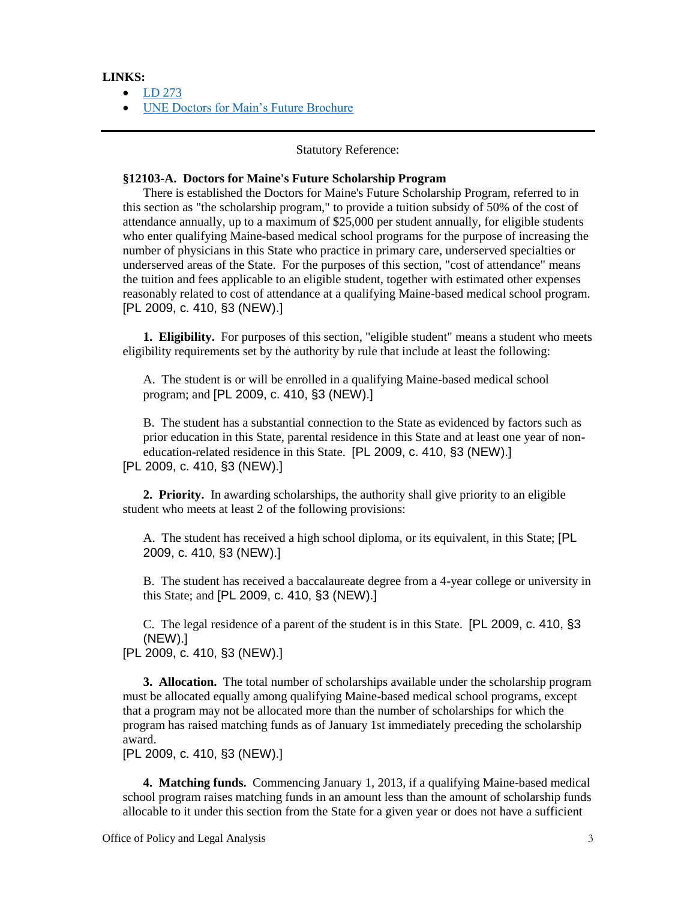**LINKS:**

- LD 273
- UNE Doctors for Main's Future Brochure

---

Statutory Reference:

**§12103-A. Doctors for Maine's Future Scholarship Program**

There is established the Doctors for Maine's Future Scholarship Program, referred to in this section as "the scholarship program," to provide a tuition subsidy of 50% of the cost of attendance annually, up to a maximum of $25,000 per student annually, for eligible students who enter qualifying Maine-based medical school programs for the purpose of increasing the number of physicians in this State who practice in primary care, underserved specialties or underserved areas of the State. For the purposes of this section, "cost of attendance" means the tuition and fees applicable to an eligible student, together with estimated other expenses reasonably related to cost of attendance at a qualifying Maine-based medical school program. [PL 2009, c. 410, §3 (NEW).]

**1. Eligibility.** For purposes of this section, "eligible student" means a student who meets eligibility requirements set by the authority by rule that include at least the following:

A. The student is or will be enrolled in a qualifying Maine-based medical school program; and [PL 2009, c. 410, §3 (NEW).]

B. The student has a substantial connection to the State as evidenced by factors such as prior education in this State, parental residence in this State and at least one year of non-education-related residence in this State. [PL 2009, c. 410, §3 (NEW).]

[PL 2009, c. 410, §3 (NEW).]

**2. Priority.** In awarding scholarships, the authority shall give priority to an eligible student who meets at least 2 of the following provisions:

A. The student has received a high school diploma, or its equivalent, in this State; [PL 2009, c. 410, §3 (NEW).]

B. The student has received a baccalaureate degree from a 4-year college or university in this State; and [PL 2009, c. 410, §3 (NEW).]

C. The legal residence of a parent of the student is in this State. [PL 2009, c. 410, §3 (NEW).]

[PL 2009, c. 410, §3 (NEW).]

**3. Allocation.** The total number of scholarships available under the scholarship program must be allocated equally among qualifying Maine-based medical school programs, except that a program may not be allocated more than the number of scholarships for which the program has raised matching funds as of January 1st immediately preceding the scholarship award.

[PL 2009, c. 410, §3 (NEW).]

**4. Matching funds.** Commencing January 1, 2013, if a qualifying Maine-based medical school program raises matching funds in an amount less than the amount of scholarship funds allocable to it under this section from the State for a given year or does not have a sufficient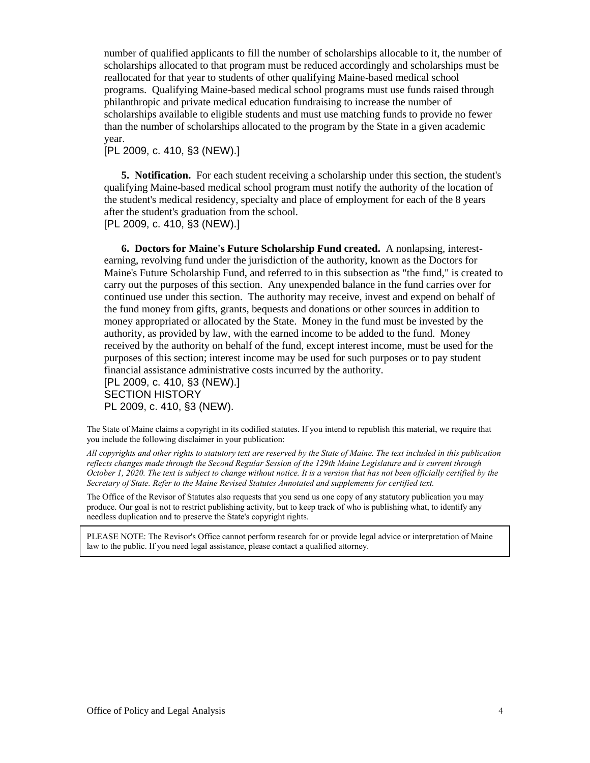number of qualified applicants to fill the number of scholarships allocable to it, the number of scholarships allocated to that program must be reduced accordingly and scholarships must be reallocated for that year to students of other qualifying Maine-based medical school programs. Qualifying Maine-based medical school programs must use funds raised through philanthropic and private medical education fundraising to increase the number of scholarships available to eligible students and must use matching funds to provide no fewer than the number of scholarships allocated to the program by the State in a given academic year.

[PL 2009, c. 410, §3 (NEW).]

**5. Notification.** For each student receiving a scholarship under this section, the student's qualifying Maine-based medical school program must notify the authority of the location of the student's medical residency, specialty and place of employment for each of the 8 years after the student's graduation from the school.

[PL 2009, c. 410, §3 (NEW).]

**6. Doctors for Maine's Future Scholarship Fund created.** A nonlapsing, interest-earning, revolving fund under the jurisdiction of the authority, known as the Doctors for Maine's Future Scholarship Fund, and referred to in this subsection as "the fund," is created to carry out the purposes of this section. Any unexpended balance in the fund carries over for continued use under this section. The authority may receive, invest and expend on behalf of the fund money from gifts, grants, bequests and donations or other sources in addition to money appropriated or allocated by the State. Money in the fund must be invested by the authority, as provided by law, with the earned income to be added to the fund. Money received by the authority on behalf of the fund, except interest income, must be used for the purposes of this section; interest income may be used for such purposes or to pay student financial assistance administrative costs incurred by the authority.

[PL 2009, c. 410, §3 (NEW).]

SECTION HISTORY

PL 2009, c. 410, §3 (NEW).

The State of Maine claims a copyright in its codified statutes. If you intend to republish this material, we require that you include the following disclaimer in your publication:

*All copyrights and other rights to statutory text are reserved by the State of Maine. The text included in this publication reflects changes made through the Second Regular Session of the 129th Maine Legislature and is current through October 1, 2020. The text is subject to change without notice. It is a version that has not been officially certified by the Secretary of State. Refer to the Maine Revised Statutes Annotated and supplements for certified text.*

The Office of the Revisor of Statutes also requests that you send us one copy of any statutory publication you may produce. Our goal is not to restrict publishing activity, but to keep track of who is publishing what, to identify any needless duplication and to preserve the State's copyright rights.

PLEASE NOTE: The Revisor's Office cannot perform research for or provide legal advice or interpretation of Maine law to the public. If you need legal assistance, please contact a qualified attorney.